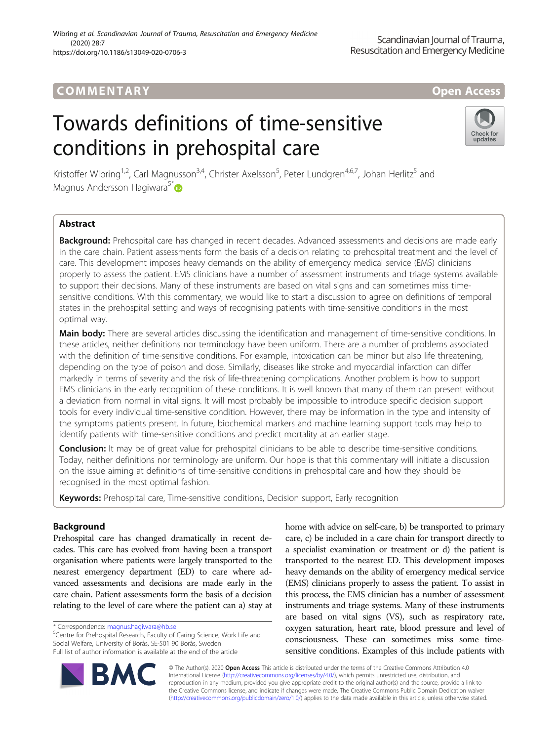COMMENTARY

Open Access

# Towards definitions of time-sensitive conditions in prehospital care

Kristoffer Wibring[1,2], Carl Magnusson[3,4], Christer Axelsson[5], Peter Lundgren[4,6,7], Johan Herlitz[5] and Magnus Andersson Hagiwara[5*]

## Abstract

**Background:** Prehospital care has changed in recent decades. Advanced assessments and decisions are made early in the care chain. Patient assessments form the basis of a decision relating to prehospital treatment and the level of care. This development imposes heavy demands on the ability of emergency medical service (EMS) clinicians properly to assess the patient. EMS clinicians have a number of assessment instruments and triage systems available to support their decisions. Many of these instruments are based on vital signs and can sometimes miss time-sensitive conditions. With this commentary, we would like to start a discussion to agree on definitions of temporal states in the prehospital setting and ways of recognising patients with time-sensitive conditions in the most optimal way.

**Main body:** There are several articles discussing the identification and management of time-sensitive conditions. In these articles, neither definitions nor terminology have been uniform. There are a number of problems associated with the definition of time-sensitive conditions. For example, intoxication can be minor but also life threatening, depending on the type of poison and dose. Similarly, diseases like stroke and myocardial infarction can differ markedly in terms of severity and the risk of life-threatening complications. Another problem is how to support EMS clinicians in the early recognition of these conditions. It is well known that many of them can present without a deviation from normal in vital signs. It will most probably be impossible to introduce specific decision support tools for every individual time-sensitive condition. However, there may be information in the type and intensity of the symptoms patients present. In future, biochemical markers and machine learning support tools may help to identify patients with time-sensitive conditions and predict mortality at an earlier stage.

**Conclusion:** It may be of great value for prehospital clinicians to be able to describe time-sensitive conditions. Today, neither definitions nor terminology are uniform. Our hope is that this commentary will initiate a discussion on the issue aiming at definitions of time-sensitive conditions in prehospital care and how they should be recognised in the most optimal fashion.

**Keywords:** Prehospital care, Time-sensitive conditions, Decision support, Early recognition

## Background

Prehospital care has changed dramatically in recent decades. This care has evolved from having been a transport organisation where patients were largely transported to the nearest emergency department (ED) to care where advanced assessments and decisions are made early in the care chain. Patient assessments form the basis of a decision relating to the level of care where the patient can a) stay at home with advice on self-care, b) be transported to primary care, c) be included in a care chain for transport directly to a specialist examination or treatment or d) the patient is transported to the nearest ED. This development imposes heavy demands on the ability of emergency medical service (EMS) clinicians properly to assess the patient. To assist in this process, the EMS clinician has a number of assessment instruments and triage systems. Many of these instruments are based on vital signs (VS), such as respiratory rate, oxygen saturation, heart rate, blood pressure and level of consciousness. These can sometimes miss some time-sensitive conditions. Examples of this include patients with

\* Correspondence: magnus.hagiwara@hb.se
[5]Centre for Prehospital Research, Faculty of Caring Science, Work Life and Social Welfare, University of Borås, SE-501 90 Borås, Sweden
Full list of author information is available at the end of the article

© The Author(s). 2020 **Open Access** This article is distributed under the terms of the Creative Commons Attribution 4.0 International License (http://creativecommons.org/licenses/by/4.0/), which permits unrestricted use, distribution, and reproduction in any medium, provided you give appropriate credit to the original author(s) and the source, provide a link to the Creative Commons license, and indicate if changes were made. The Creative Commons Public Domain Dedication waiver (http://creativecommons.org/publicdomain/zero/1.0/) applies to the data made available in this article, unless otherwise stated.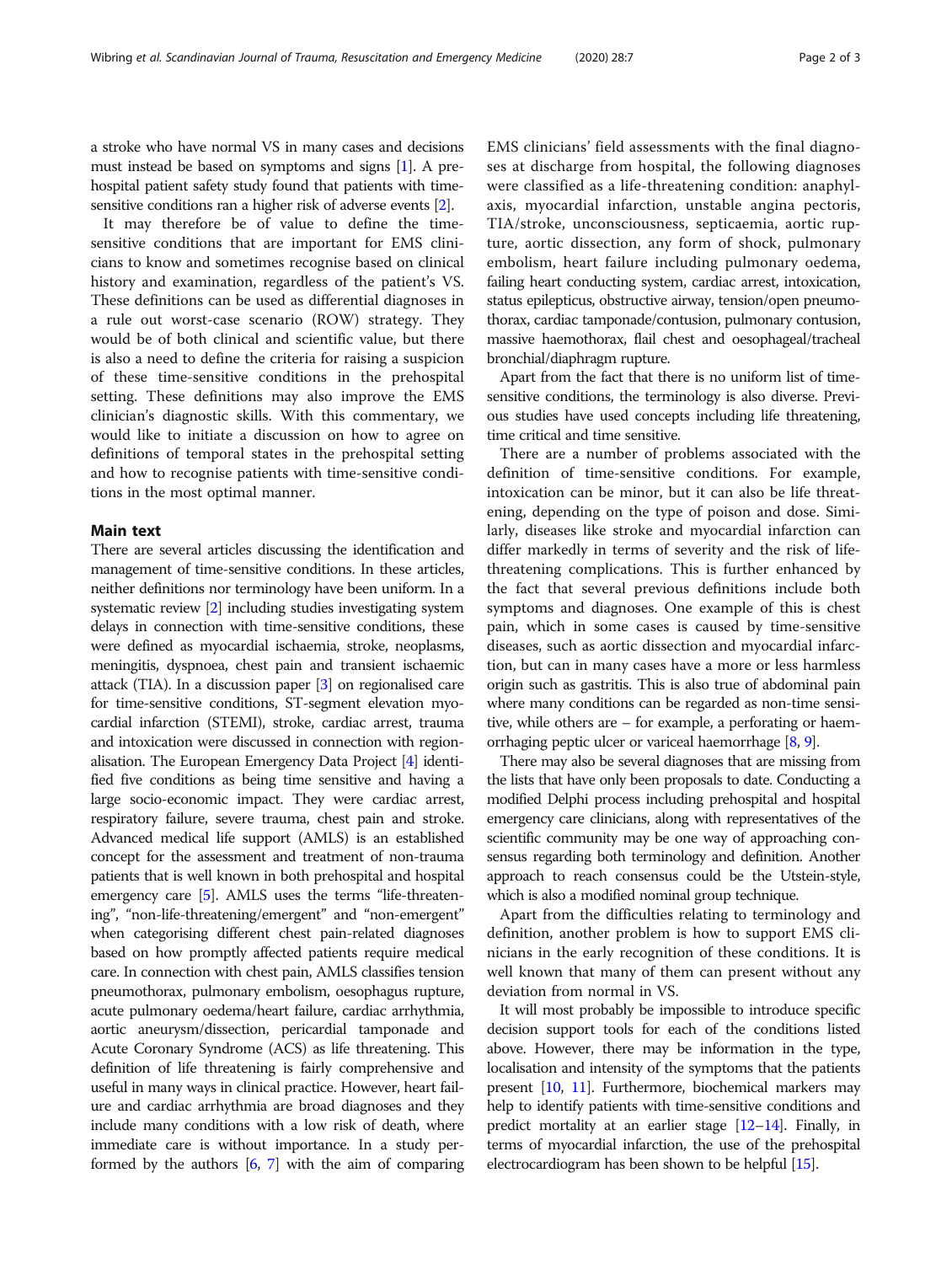a stroke who have normal VS in many cases and decisions must instead be based on symptoms and signs [1]. A prehospital patient safety study found that patients with time-sensitive conditions ran a higher risk of adverse events [2].

It may therefore be of value to define the time-sensitive conditions that are important for EMS clinicians to know and sometimes recognise based on clinical history and examination, regardless of the patient's VS. These definitions can be used as differential diagnoses in a rule out worst-case scenario (ROW) strategy. They would be of both clinical and scientific value, but there is also a need to define the criteria for raising a suspicion of these time-sensitive conditions in the prehospital setting. These definitions may also improve the EMS clinician's diagnostic skills. With this commentary, we would like to initiate a discussion on how to agree on definitions of temporal states in the prehospital setting and how to recognise patients with time-sensitive conditions in the most optimal manner.

## Main text

There are several articles discussing the identification and management of time-sensitive conditions. In these articles, neither definitions nor terminology have been uniform. In a systematic review [2] including studies investigating system delays in connection with time-sensitive conditions, these were defined as myocardial ischaemia, stroke, neoplasms, meningitis, dyspnoea, chest pain and transient ischaemic attack (TIA). In a discussion paper [3] on regionalised care for time-sensitive conditions, ST-segment elevation myocardial infarction (STEMI), stroke, cardiac arrest, trauma and intoxication were discussed in connection with regionalisation. The European Emergency Data Project [4] identified five conditions as being time sensitive and having a large socio-economic impact. They were cardiac arrest, respiratory failure, severe trauma, chest pain and stroke. Advanced medical life support (AMLS) is an established concept for the assessment and treatment of non-trauma patients that is well known in both prehospital and hospital emergency care [5]. AMLS uses the terms "life-threatening", "non-life-threatening/emergent" and "non-emergent" when categorising different chest pain-related diagnoses based on how promptly affected patients require medical care. In connection with chest pain, AMLS classifies tension pneumothorax, pulmonary embolism, oesophagus rupture, acute pulmonary oedema/heart failure, cardiac arrhythmia, aortic aneurysm/dissection, pericardial tamponade and Acute Coronary Syndrome (ACS) as life threatening. This definition of life threatening is fairly comprehensive and useful in many ways in clinical practice. However, heart failure and cardiac arrhythmia are broad diagnoses and they include many conditions with a low risk of death, where immediate care is without importance. In a study performed by the authors [6, 7] with the aim of comparing EMS clinicians' field assessments with the final diagnoses at discharge from hospital, the following diagnoses were classified as a life-threatening condition: anaphylaxis, myocardial infarction, unstable angina pectoris, TIA/stroke, unconsciousness, septicaemia, aortic rupture, aortic dissection, any form of shock, pulmonary embolism, heart failure including pulmonary oedema, failing heart conducting system, cardiac arrest, intoxication, status epilepticus, obstructive airway, tension/open pneumothorax, cardiac tamponade/contusion, pulmonary contusion, massive haemothorax, flail chest and oesophageal/tracheal bronchial/diaphragm rupture.

Apart from the fact that there is no uniform list of time-sensitive conditions, the terminology is also diverse. Previous studies have used concepts including life threatening, time critical and time sensitive.

There are a number of problems associated with the definition of time-sensitive conditions. For example, intoxication can be minor, but it can also be life threatening, depending on the type of poison and dose. Similarly, diseases like stroke and myocardial infarction can differ markedly in terms of severity and the risk of life-threatening complications. This is further enhanced by the fact that several previous definitions include both symptoms and diagnoses. One example of this is chest pain, which in some cases is caused by time-sensitive diseases, such as aortic dissection and myocardial infarction, but can in many cases have a more or less harmless origin such as gastritis. This is also true of abdominal pain where many conditions can be regarded as non-time sensitive, while others are – for example, a perforating or haemorrhaging peptic ulcer or variceal haemorrhage [8, 9].

There may also be several diagnoses that are missing from the lists that have only been proposals to date. Conducting a modified Delphi process including prehospital and hospital emergency care clinicians, along with representatives of the scientific community may be one way of approaching consensus regarding both terminology and definition. Another approach to reach consensus could be the Utstein-style, which is also a modified nominal group technique.

Apart from the difficulties relating to terminology and definition, another problem is how to support EMS clinicians in the early recognition of these conditions. It is well known that many of them can present without any deviation from normal in VS.

It will most probably be impossible to introduce specific decision support tools for each of the conditions listed above. However, there may be information in the type, localisation and intensity of the symptoms that the patients present [10, 11]. Furthermore, biochemical markers may help to identify patients with time-sensitive conditions and predict mortality at an earlier stage [12–14]. Finally, in terms of myocardial infarction, the use of the prehospital electrocardiogram has been shown to be helpful [15].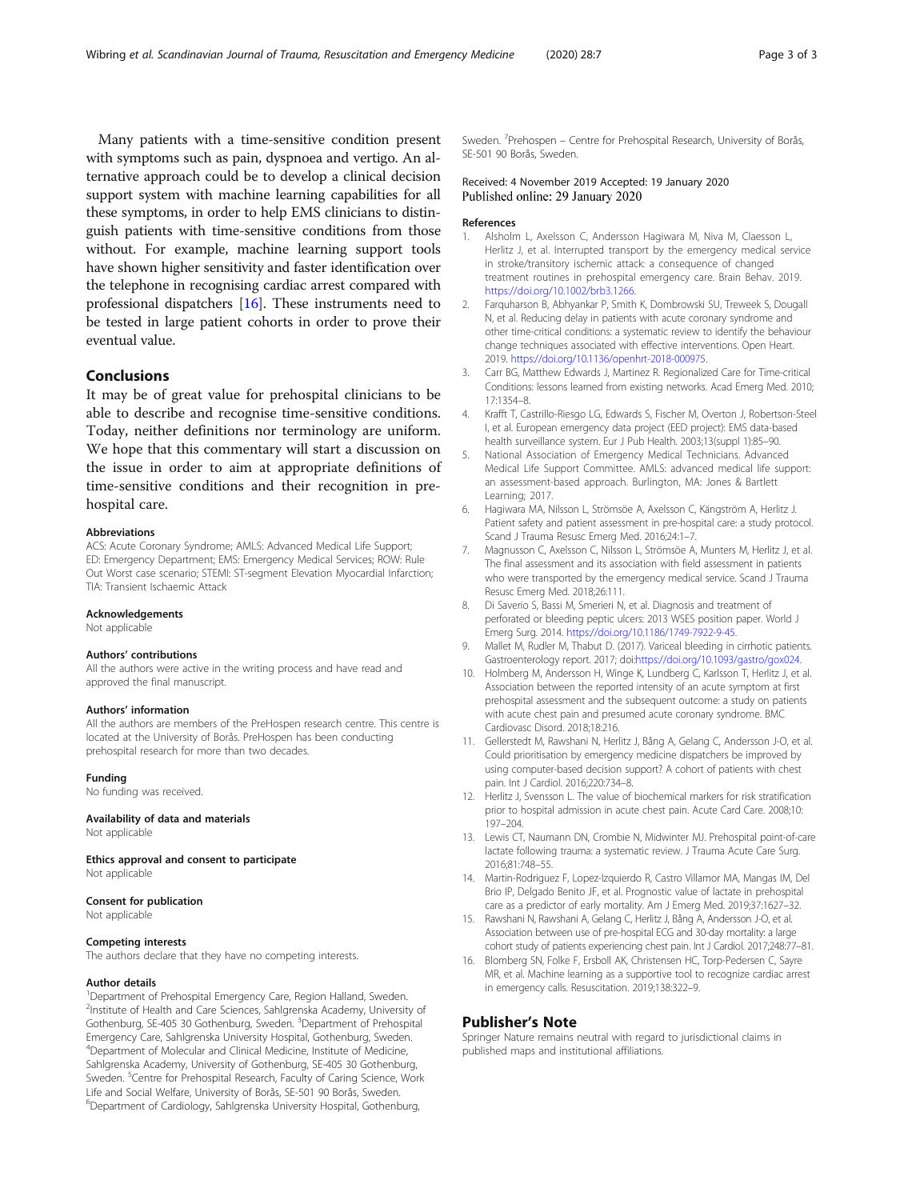Many patients with a time-sensitive condition present with symptoms such as pain, dyspnoea and vertigo. An alternative approach could be to develop a clinical decision support system with machine learning capabilities for all these symptoms, in order to help EMS clinicians to distinguish patients with time-sensitive conditions from those without. For example, machine learning support tools have shown higher sensitivity and faster identification over the telephone in recognising cardiac arrest compared with professional dispatchers [16]. These instruments need to be tested in large patient cohorts in order to prove their eventual value.

## Conclusions

It may be of great value for prehospital clinicians to be able to describe and recognise time-sensitive conditions. Today, neither definitions nor terminology are uniform. We hope that this commentary will start a discussion on the issue in order to aim at appropriate definitions of time-sensitive conditions and their recognition in prehospital care.

#### Abbreviations

ACS: Acute Coronary Syndrome; AMLS: Advanced Medical Life Support; ED: Emergency Department; EMS: Emergency Medical Services; ROW: Rule Out Worst case scenario; STEMI: ST-segment Elevation Myocardial Infarction; TIA: Transient Ischaemic Attack

#### Acknowledgements

Not applicable

#### Authors' contributions

All the authors were active in the writing process and have read and approved the final manuscript.

#### Authors' information

All the authors are members of the PreHospen research centre. This centre is located at the University of Borås. PreHospen has been conducting prehospital research for more than two decades.

#### Funding

No funding was received.

#### Availability of data and materials

Not applicable

#### Ethics approval and consent to participate

Not applicable

#### Consent for publication

Not applicable

#### Competing interests

The authors declare that they have no competing interests.

#### Author details

[1]Department of Prehospital Emergency Care, Region Halland, Sweden. [2]Institute of Health and Care Sciences, Sahlgrenska Academy, University of Gothenburg, SE-405 30 Gothenburg, Sweden. [3]Department of Prehospital Emergency Care, Sahlgrenska University Hospital, Gothenburg, Sweden. [4]Department of Molecular and Clinical Medicine, Institute of Medicine, Sahlgrenska Academy, University of Gothenburg, SE-405 30 Gothenburg, Sweden. [5]Centre for Prehospital Research, Faculty of Caring Science, Work Life and Social Welfare, University of Borås, SE-501 90 Borås, Sweden. [6]Department of Cardiology, Sahlgrenska University Hospital, Gothenburg, Sweden. [7]Prehospen – Centre for Prehospital Research, University of Borås, SE-501 90 Borås, Sweden.

Received: 4 November 2019 Accepted: 19 January 2020
Published online: 29 January 2020

#### References

1. Alsholm L, Axelsson C, Andersson Hagiwara M, Niva M, Claesson L, Herlitz J, et al. Interrupted transport by the emergency medical service in stroke/transitory ischemic attack: a consequence of changed treatment routines in prehospital emergency care. Brain Behav. 2019. https://doi.org/10.1002/brb3.1266.
2. Farquharson B, Abhyankar P, Smith K, Dombrowski SU, Treweek S, Dougall N, et al. Reducing delay in patients with acute coronary syndrome and other time-critical conditions: a systematic review to identify the behaviour change techniques associated with effective interventions. Open Heart. 2019. https://doi.org/10.1136/openhrt-2018-000975.
3. Carr BG, Matthew Edwards J, Martinez R. Regionalized Care for Time-critical Conditions: lessons learned from existing networks. Acad Emerg Med. 2010; 17:1354–8.
4. Krafft T, Castrillo-Riesgo LG, Edwards S, Fischer M, Overton J, Robertson-Steel I, et al. European emergency data project (EED project): EMS data-based health surveillance system. Eur J Pub Health. 2003;13(suppl 1):85–90.
5. National Association of Emergency Medical Technicians. Advanced Medical Life Support Committee. AMLS: advanced medical life support: an assessment-based approach. Burlington, MA: Jones & Bartlett Learning; 2017.
6. Hagiwara MA, Nilsson L, Strömsöe A, Axelsson C, Kängström A, Herlitz J. Patient safety and patient assessment in pre-hospital care: a study protocol. Scand J Trauma Resusc Emerg Med. 2016;24:1–7.
7. Magnusson C, Axelsson C, Nilsson L, Strömsöe A, Munters M, Herlitz J, et al. The final assessment and its association with field assessment in patients who were transported by the emergency medical service. Scand J Trauma Resusc Emerg Med. 2018;26:111.
8. Di Saverio S, Bassi M, Smerieri N, et al. Diagnosis and treatment of perforated or bleeding peptic ulcers: 2013 WSES position paper. World J Emerg Surg. 2014. https://doi.org/10.1186/1749-7922-9-45.
9. Mallet M, Rudler M, Thabut D. (2017). Variceal bleeding in cirrhotic patients. Gastroenterology report. 2017; doi:https://doi.org/10.1093/gastro/gox024.
10. Holmberg M, Andersson H, Winge K, Lundberg C, Karlsson T, Herlitz J, et al. Association between the reported intensity of an acute symptom at first prehospital assessment and the subsequent outcome: a study on patients with acute chest pain and presumed acute coronary syndrome. BMC Cardiovasc Disord. 2018;18:216.
11. Gellerstedt M, Rawshani N, Herlitz J, Bång A, Gelang C, Andersson J-O, et al. Could prioritisation by emergency medicine dispatchers be improved by using computer-based decision support? A cohort of patients with chest pain. Int J Cardiol. 2016;220:734–8.
12. Herlitz J, Svensson L. The value of biochemical markers for risk stratification prior to hospital admission in acute chest pain. Acute Card Care. 2008;10: 197–204.
13. Lewis CT, Naumann DN, Crombie N, Midwinter MJ. Prehospital point-of-care lactate following trauma: a systematic review. J Trauma Acute Care Surg. 2016;81:748–55.
14. Martin-Rodriguez F, Lopez-Izquierdo R, Castro Villamor MA, Mangas IM, Del Brio IP, Delgado Benito JF, et al. Prognostic value of lactate in prehospital care as a predictor of early mortality. Am J Emerg Med. 2019;37:1627–32.
15. Rawshani N, Rawshani A, Gelang C, Herlitz J, Bång A, Andersson J-O, et al. Association between use of pre-hospital ECG and 30-day mortality: a large cohort study of patients experiencing chest pain. Int J Cardiol. 2017;248:77–81.
16. Blomberg SN, Folke F, Ersboll AK, Christensen HC, Torp-Pedersen C, Sayre MR, et al. Machine learning as a supportive tool to recognize cardiac arrest in emergency calls. Resuscitation. 2019;138:322–9.

## Publisher's Note

Springer Nature remains neutral with regard to jurisdictional claims in published maps and institutional affiliations.